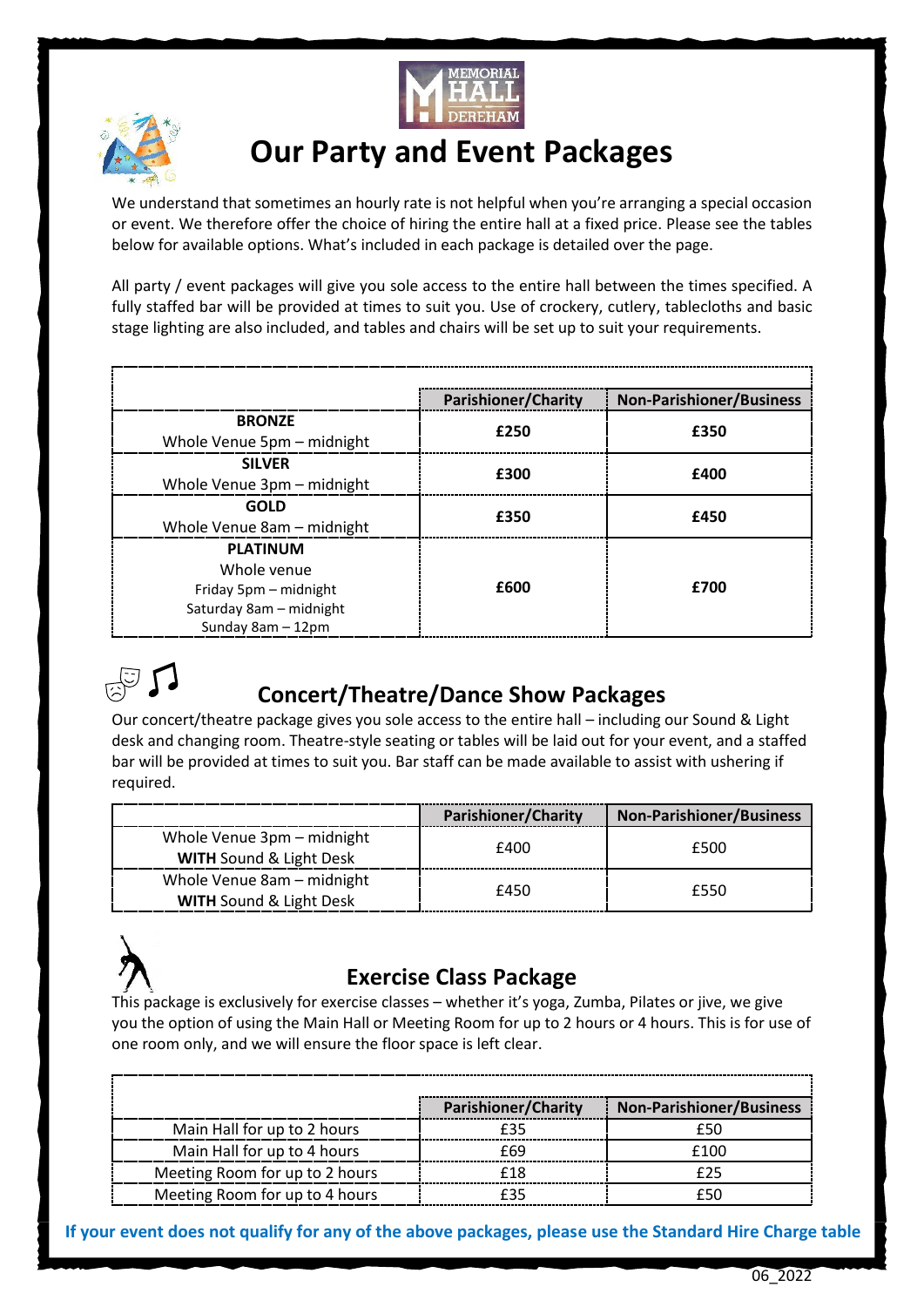# Our Party and Event Packages

We understand that sometimes an hourly rate is not helpful when you're arranging a special occasion or event. We therefore offer the choice of hiring the entire hall at a fixed price. Please see the tables below for available options. What's included in each package is detailed over the page.

All party / event packages will give you sole access to the entire hall between the times specified. A fully staffed bar will be provided at times to suit you. Use of crockery, cutlery, tablecloths and basic stage lighting are also included, and tables and chairs will be set up to suit your requirements.

| | Parishioner/Charity | Non-Parishioner/Business |
|---|---|---|
| **BRONZE**<br>Whole Venue 5pm – midnight | **£250** | **£350** |
| **SILVER**<br>Whole Venue 3pm – midnight | **£300** | **£400** |
| **GOLD**<br>Whole Venue 8am – midnight | **£350** | **£450** |
| **PLATINUM**<br>Whole venue<br>Friday 5pm – midnight<br>Saturday 8am – midnight<br>Sunday 8am – 12pm | **£600** | **£700** |

## Concert/Theatre/Dance Show Packages

Our concert/theatre package gives you sole access to the entire hall – including our Sound & Light desk and changing room. Theatre-style seating or tables will be laid out for your event, and a staffed bar will be provided at times to suit you. Bar staff can be made available to assist with ushering if required.

| | Parishioner/Charity | Non-Parishioner/Business |
|---|---|---|
| Whole Venue 3pm – midnight<br>**WITH** Sound & Light Desk | £400 | £500 |
| Whole Venue 8am – midnight<br>**WITH** Sound & Light Desk | £450 | £550 |

## Exercise Class Package

This package is exclusively for exercise classes – whether it's yoga, Zumba, Pilates or jive, we give you the option of using the Main Hall or Meeting Room for up to 2 hours or 4 hours. This is for use of one room only, and we will ensure the floor space is left clear.

| | Parishioner/Charity | Non-Parishioner/Business |
|---|---|---|
| Main Hall for up to 2 hours | £35 | £50 |
| Main Hall for up to 4 hours | £69 | £100 |
| Meeting Room for up to 2 hours | £18 | £25 |
| Meeting Room for up to 4 hours | £35 | £50 |

**If your event does not qualify for any of the above packages, please use the Standard Hire Charge table**

06_2022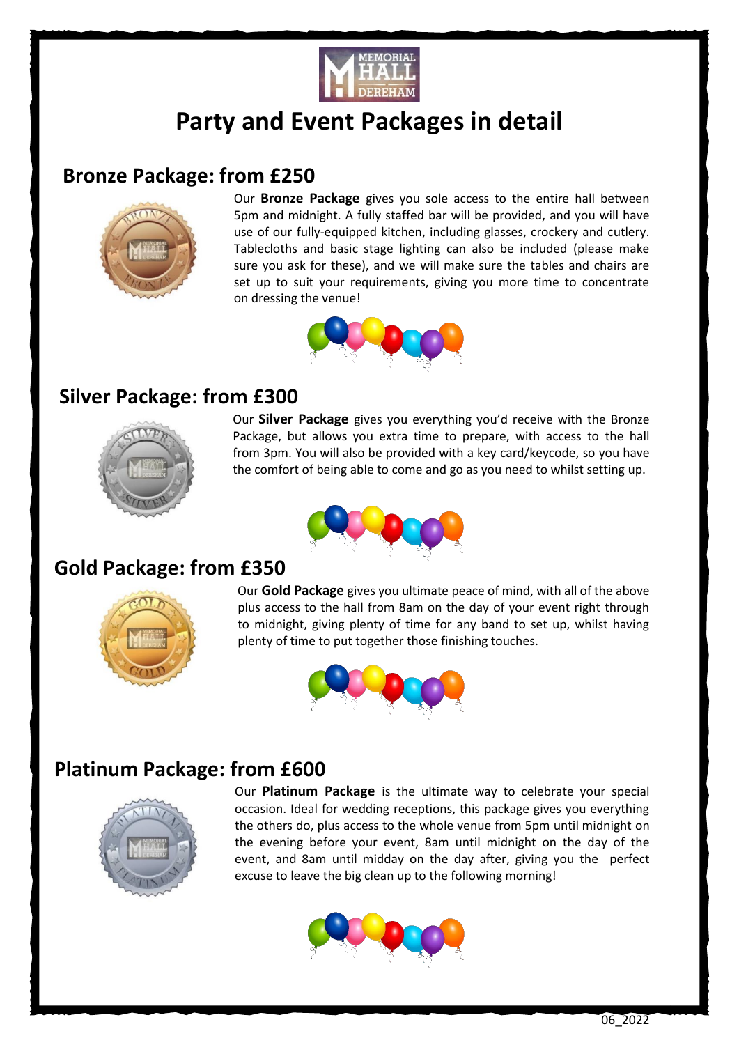# Party and Event Packages in detail

## Bronze Package: from £250

Our **Bronze Package** gives you sole access to the entire hall between 5pm and midnight. A fully staffed bar will be provided, and you will have use of our fully-equipped kitchen, including glasses, crockery and cutlery. Tablecloths and basic stage lighting can also be included (please make sure you ask for these), and we will make sure the tables and chairs are set up to suit your requirements, giving you more time to concentrate on dressing the venue!

## Silver Package: from £300

Our **Silver Package** gives you everything you'd receive with the Bronze Package, but allows you extra time to prepare, with access to the hall from 3pm. You will also be provided with a key card/keycode, so you have the comfort of being able to come and go as you need to whilst setting up.

## Gold Package: from £350

Our **Gold Package** gives you ultimate peace of mind, with all of the above plus access to the hall from 8am on the day of your event right through to midnight, giving plenty of time for any band to set up, whilst having plenty of time to put together those finishing touches.

## Platinum Package: from £600

Our **Platinum Package** is the ultimate way to celebrate your special occasion. Ideal for wedding receptions, this package gives you everything the others do, plus access to the whole venue from 5pm until midnight on the evening before your event, 8am until midnight on the day of the event, and 8am until midday on the day after, giving you the perfect excuse to leave the big clean up to the following morning!

06_2022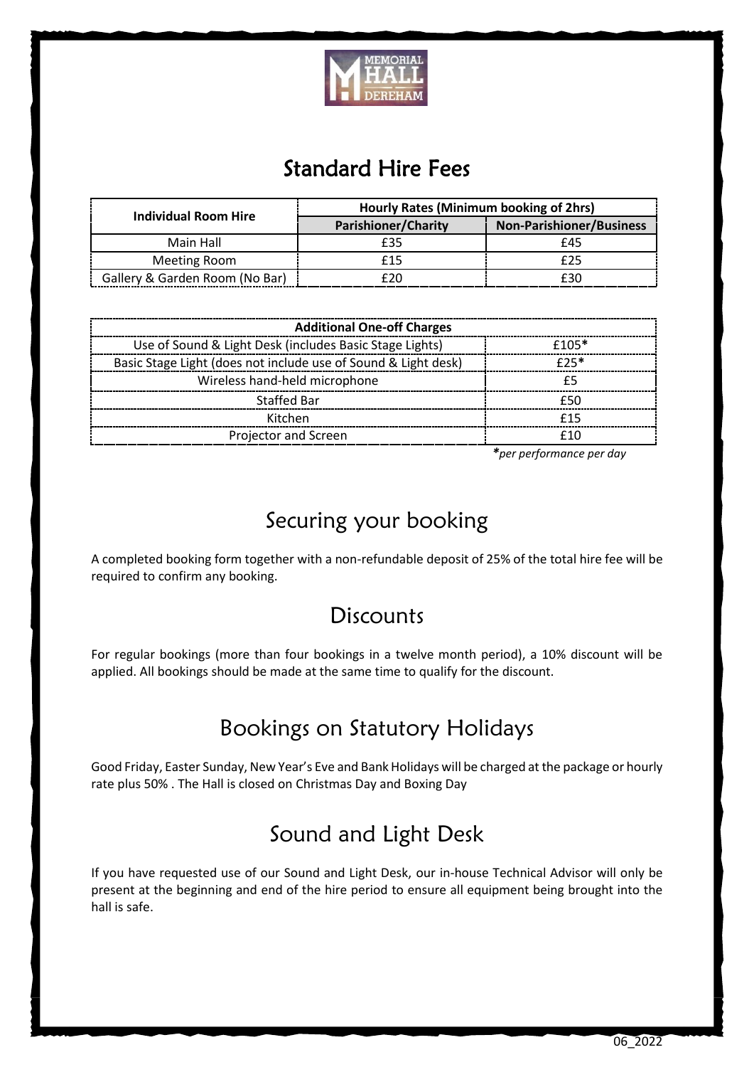# Standard Hire Fees

| Individual Room Hire | Hourly Rates (Minimum booking of 2hrs) | |
|---|---|---|
| | **Parishioner/Charity** | **Non-Parishioner/Business** |
| Main Hall | £35 | £45 |
| Meeting Room | £15 | £25 |
| Gallery & Garden Room (No Bar) | £20 | £30 |

| Additional One-off Charges | |
|---|---|
| Use of Sound & Light Desk (includes Basic Stage Lights) | £105* |
| Basic Stage Light (does not include use of Sound & Light desk) | £25* |
| Wireless hand-held microphone | £5 |
| Staffed Bar | £50 |
| Kitchen | £15 |
| Projector and Screen | £10 |

***per performance per day***

## Securing your booking

A completed booking form together with a non-refundable deposit of 25% of the total hire fee will be required to confirm any booking.

## Discounts

For regular bookings (more than four bookings in a twelve month period), a 10% discount will be applied. All bookings should be made at the same time to qualify for the discount.

## Bookings on Statutory Holidays

Good Friday, Easter Sunday, New Year's Eve and Bank Holidays will be charged at the package or hourly rate plus 50% . The Hall is closed on Christmas Day and Boxing Day

## Sound and Light Desk

If you have requested use of our Sound and Light Desk, our in-house Technical Advisor will only be present at the beginning and end of the hire period to ensure all equipment being brought into the hall is safe.

06_2022